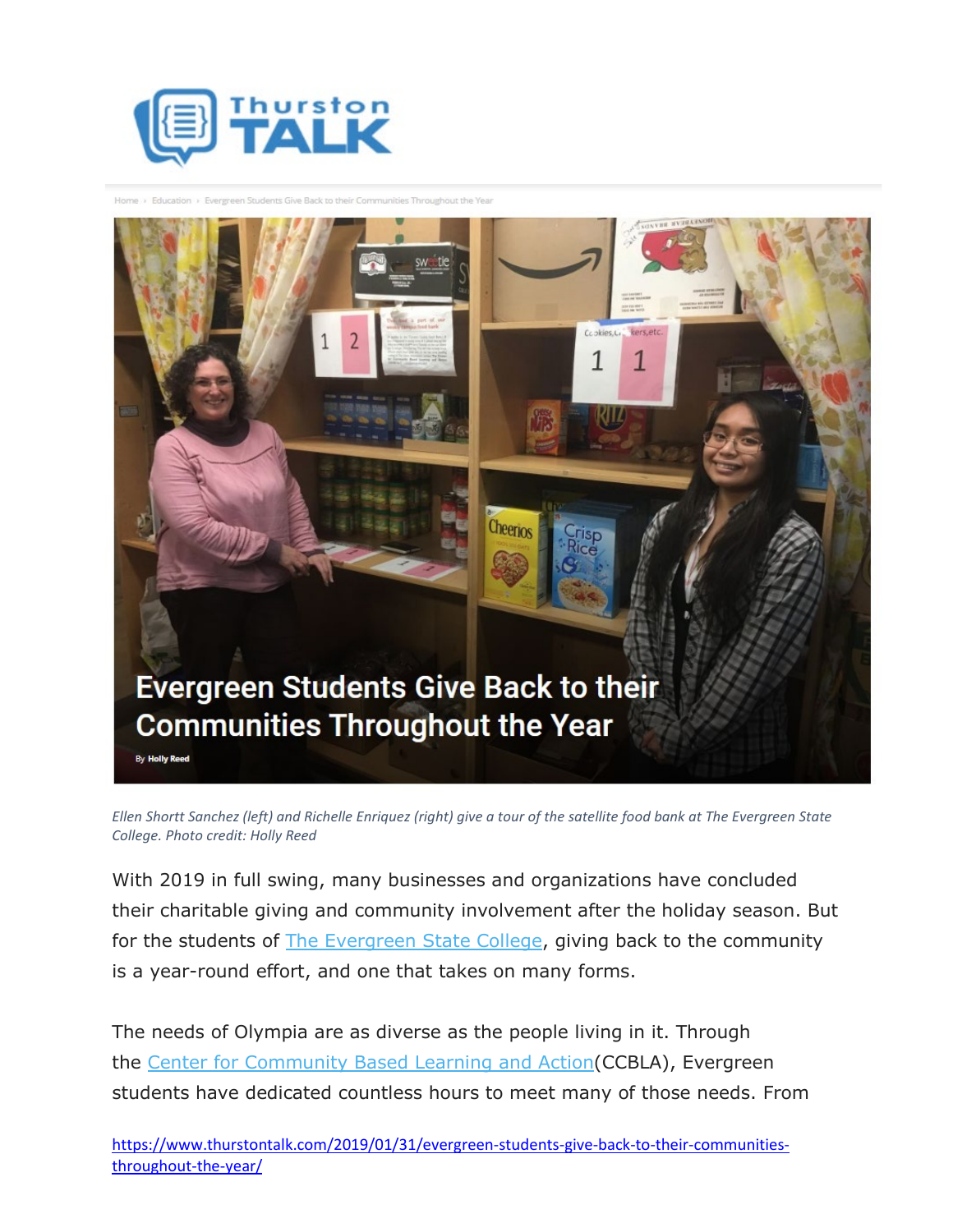Thurston TALK

Home › Education › Evergreen Students Give Back to their Communities Throughout the Year

# Evergreen Students Give Back to their Communities Throughout the Year

By Holly Reed

*Ellen Shortt Sanchez (left) and Richelle Enriquez (right) give a tour of the satellite food bank at The Evergreen State College. Photo credit: Holly Reed*

With 2019 in full swing, many businesses and organizations have concluded their charitable giving and community involvement after the holiday season. But for the students of [The Evergreen State College](), giving back to the community is a year-round effort, and one that takes on many forms.

The needs of Olympia are as diverse as the people living in it. Through the [Center for Community Based Learning and Action]()(CCBLA), Evergreen students have dedicated countless hours to meet many of those needs. From

https://www.thurstontalk.com/2019/01/31/evergreen-students-give-back-to-their-communities-throughout-the-year/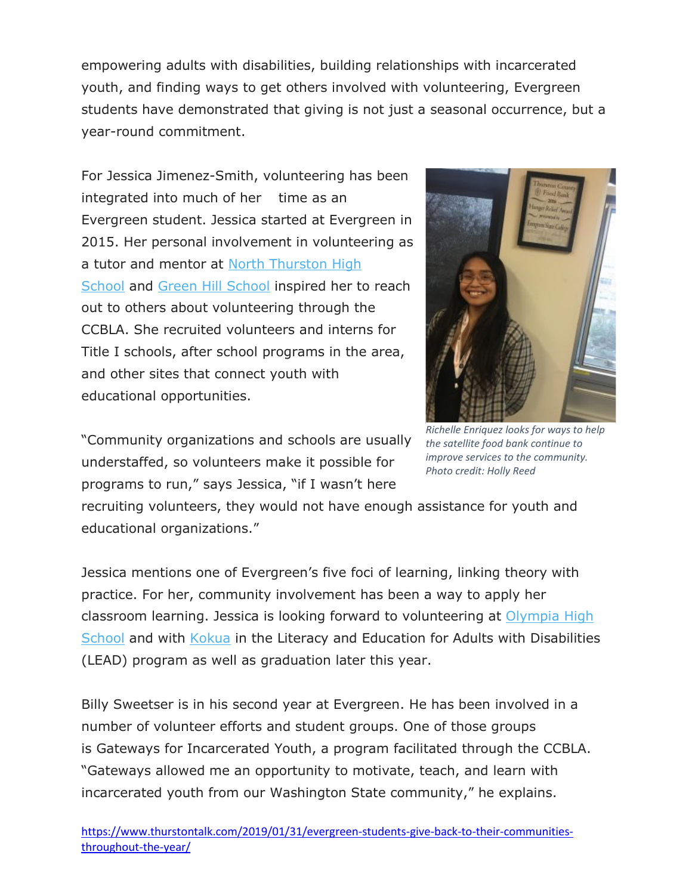empowering adults with disabilities, building relationships with incarcerated youth, and finding ways to get others involved with volunteering, Evergreen students have demonstrated that giving is not just a seasonal occurrence, but a year-round commitment.

For Jessica Jimenez-Smith, volunteering has been integrated into much of her time as an Evergreen student. Jessica started at Evergreen in 2015. Her personal involvement in volunteering as a tutor and mentor at North Thurston High School and Green Hill School inspired her to reach out to others about volunteering through the CCBLA. She recruited volunteers and interns for Title I schools, after school programs in the area, and other sites that connect youth with educational opportunities.

*Richelle Enriquez looks for ways to help the satellite food bank continue to improve services to the community. Photo credit: Holly Reed*

"Community organizations and schools are usually understaffed, so volunteers make it possible for programs to run," says Jessica, "if I wasn't here recruiting volunteers, they would not have enough assistance for youth and educational organizations."

Jessica mentions one of Evergreen's five foci of learning, linking theory with practice. For her, community involvement has been a way to apply her classroom learning. Jessica is looking forward to volunteering at Olympia High School and with Kokua in the Literacy and Education for Adults with Disabilities (LEAD) program as well as graduation later this year.

Billy Sweetser is in his second year at Evergreen. He has been involved in a number of volunteer efforts and student groups. One of those groups is Gateways for Incarcerated Youth, a program facilitated through the CCBLA. "Gateways allowed me an opportunity to motivate, teach, and learn with incarcerated youth from our Washington State community," he explains.

https://www.thurstontalk.com/2019/01/31/evergreen-students-give-back-to-their-communities-throughout-the-year/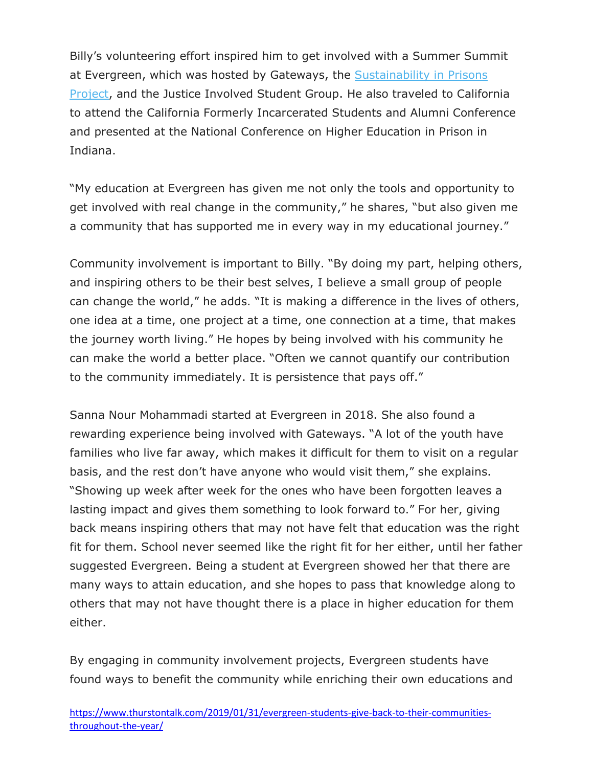Billy's volunteering effort inspired him to get involved with a Summer Summit at Evergreen, which was hosted by Gateways, the [Sustainability in Prisons Project](), and the Justice Involved Student Group. He also traveled to California to attend the California Formerly Incarcerated Students and Alumni Conference and presented at the National Conference on Higher Education in Prison in Indiana.

"My education at Evergreen has given me not only the tools and opportunity to get involved with real change in the community," he shares, "but also given me a community that has supported me in every way in my educational journey."

Community involvement is important to Billy. "By doing my part, helping others, and inspiring others to be their best selves, I believe a small group of people can change the world," he adds. "It is making a difference in the lives of others, one idea at a time, one project at a time, one connection at a time, that makes the journey worth living." He hopes by being involved with his community he can make the world a better place. "Often we cannot quantify our contribution to the community immediately. It is persistence that pays off."

Sanna Nour Mohammadi started at Evergreen in 2018. She also found a rewarding experience being involved with Gateways. "A lot of the youth have families who live far away, which makes it difficult for them to visit on a regular basis, and the rest don't have anyone who would visit them," she explains. "Showing up week after week for the ones who have been forgotten leaves a lasting impact and gives them something to look forward to." For her, giving back means inspiring others that may not have felt that education was the right fit for them. School never seemed like the right fit for her either, until her father suggested Evergreen. Being a student at Evergreen showed her that there are many ways to attain education, and she hopes to pass that knowledge along to others that may not have thought there is a place in higher education for them either.

By engaging in community involvement projects, Evergreen students have found ways to benefit the community while enriching their own educations and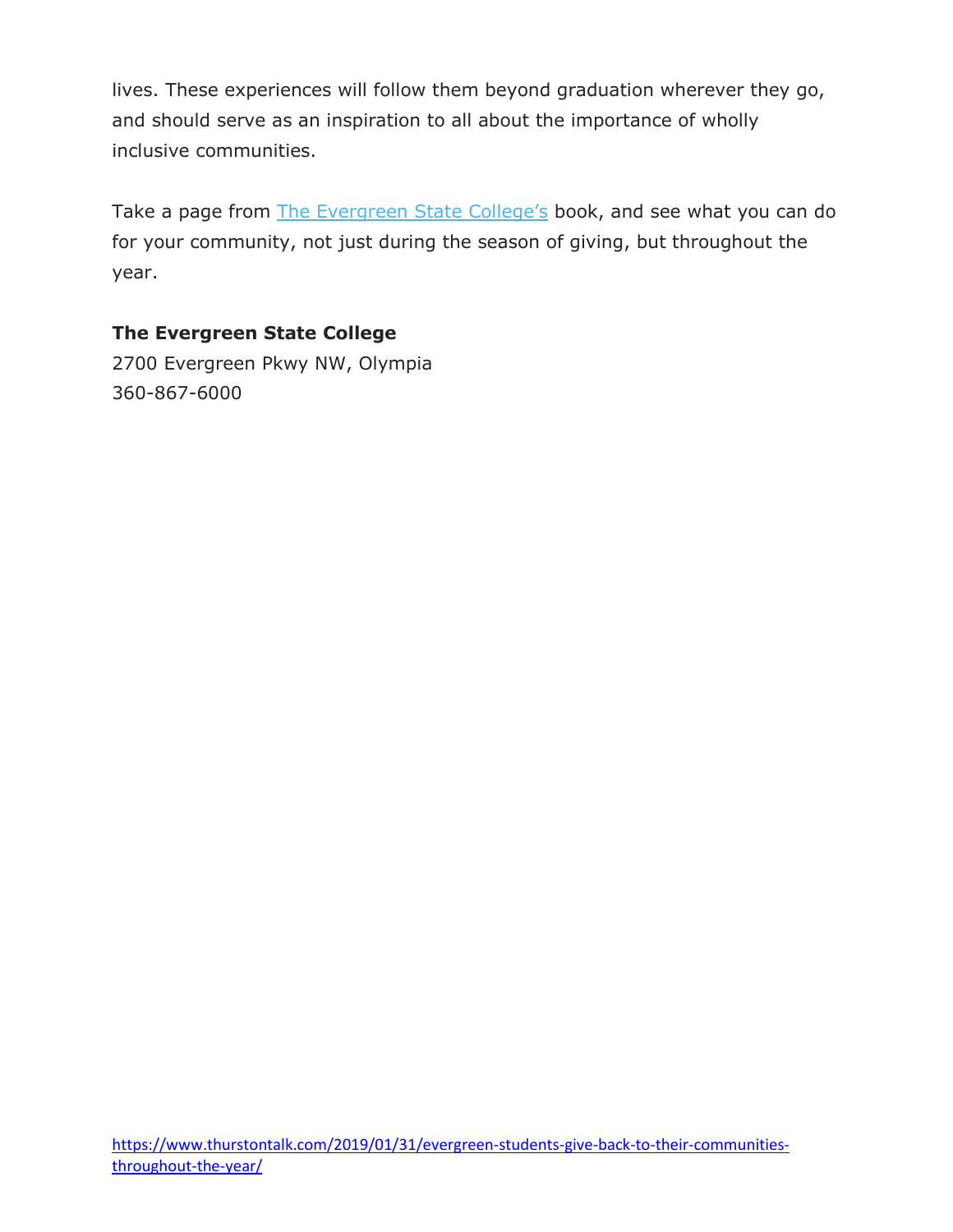lives. These experiences will follow them beyond graduation wherever they go, and should serve as an inspiration to all about the importance of wholly inclusive communities.

Take a page from [The Evergreen State College's](https://www.evergreen.edu) book, and see what you can do for your community, not just during the season of giving, but throughout the year.

**The Evergreen State College**
2700 Evergreen Pkwy NW, Olympia
360-867-6000

https://www.thurstontalk.com/2019/01/31/evergreen-students-give-back-to-their-communities-throughout-the-year/